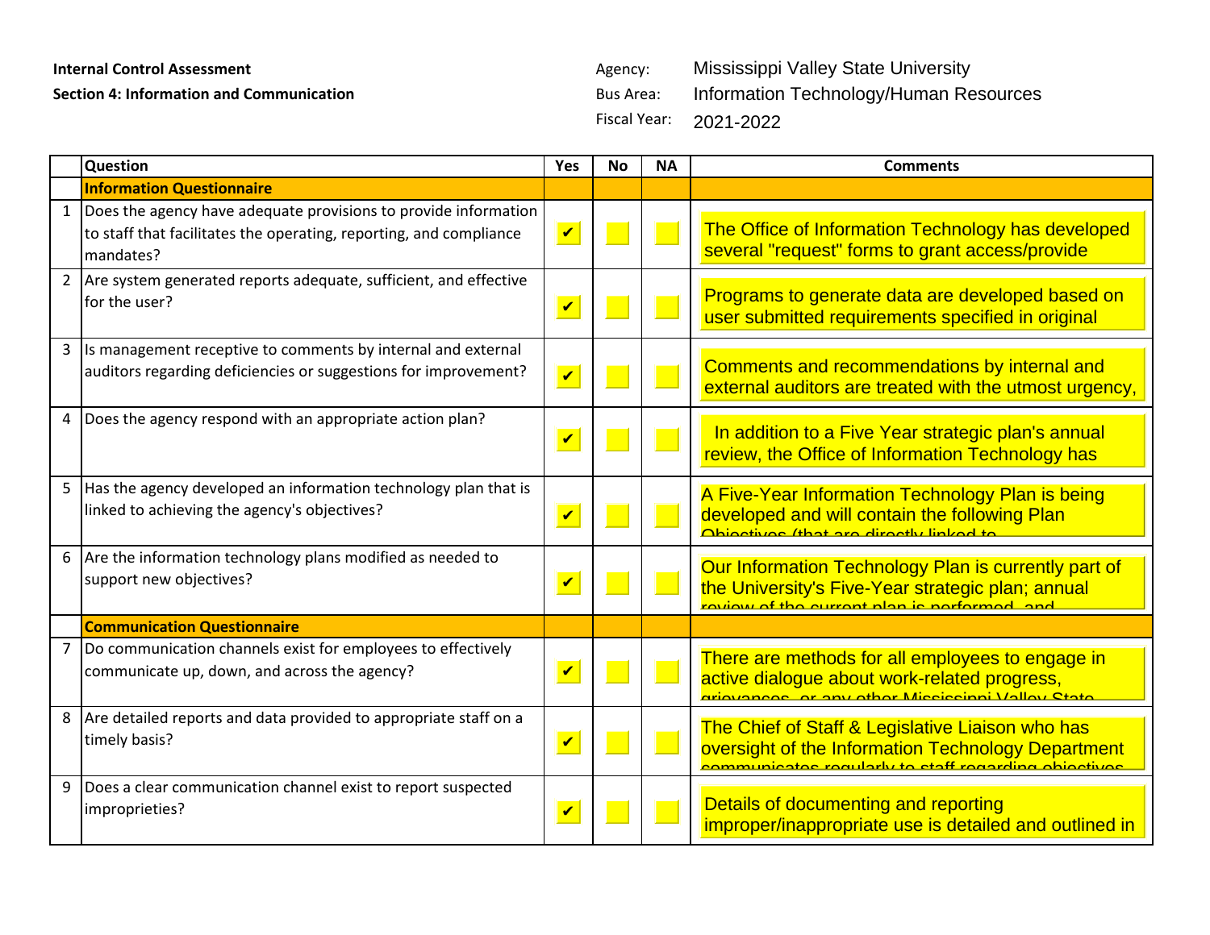**Internal Control Assessment**

**Section 4: Information and Communication**

Agency: Mississippi Valley State University

Bus Area: Information Technology/Human Resources

Fiscal Year: 2021-2022

| | Question | Yes | No | NA | Comments |
|---|---|---|---|---|---|
| | **Information Questionnaire** | | | | |
| 1 | Does the agency have adequate provisions to provide information to staff that facilitates the operating, reporting, and compliance mandates? | ✔ | | | The Office of Information Technology has developed several "request" forms to grant access/provide |
| 2 | Are system generated reports adequate, sufficient, and effective for the user? | ✔ | | | Programs to generate data are developed based on user submitted requirements specified in original |
| 3 | Is management receptive to comments by internal and external auditors regarding deficiencies or suggestions for improvement? | ✔ | | | Comments and recommendations by internal and external auditors are treated with the utmost urgency, |
| 4 | Does the agency respond with an appropriate action plan? | ✔ | | | In addition to a Five Year strategic plan's annual review, the Office of Information Technology has |
| 5 | Has the agency developed an information technology plan that is linked to achieving the agency's objectives? | ✔ | | | A Five-Year Information Technology Plan is being developed and will contain the following Plan Objectives (that are directly linked to |
| 6 | Are the information technology plans modified as needed to support new objectives? | ✔ | | | Our Information Technology Plan is currently part of the University's Five-Year strategic plan; annual review of the current plan is performed, and |
| | **Communication Questionnaire** | | | | |
| 7 | Do communication channels exist for employees to effectively communicate up, down, and across the agency? | ✔ | | | There are methods for all employees to engage in active dialogue about work-related progress, grievances, or any other Mississippi Valley State |
| 8 | Are detailed reports and data provided to appropriate staff on a timely basis? | ✔ | | | The Chief of Staff & Legislative Liaison who has oversight of the Information Technology Department communicates regularly to staff regarding objectives |
| 9 | Does a clear communication channel exist to report suspected improprieties? | ✔ | | | Details of documenting and reporting improper/inappropriate use is detailed and outlined in |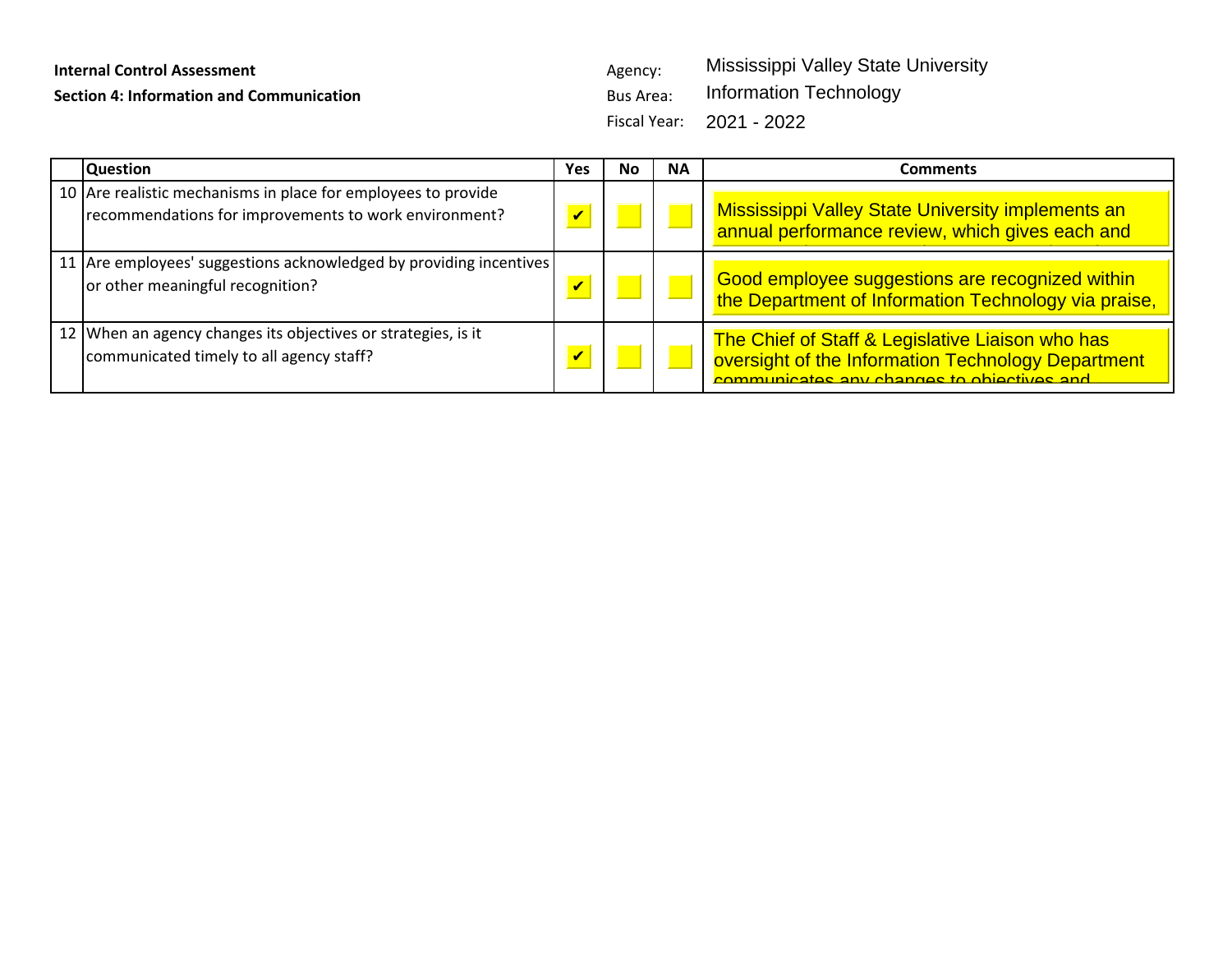**Internal Control Assessment**

**Section 4: Information and Communication**

Agency: Mississippi Valley State University

Bus Area: Information Technology

Fiscal Year: 2021 - 2022

| | Question | Yes | No | NA | Comments |
|---|---|---|---|---|---|
| 10 | Are realistic mechanisms in place for employees to provide recommendations for improvements to work environment? | ✔ | | | Mississippi Valley State University implements an annual performance review, which gives each and |
| 11 | Are employees' suggestions acknowledged by providing incentives or other meaningful recognition? | ✔ | | | Good employee suggestions are recognized within the Department of Information Technology via praise, |
| 12 | When an agency changes its objectives or strategies, is it communicated timely to all agency staff? | ✔ | | | The Chief of Staff & Legislative Liaison who has oversight of the Information Technology Department communicates any changes to objectives and |